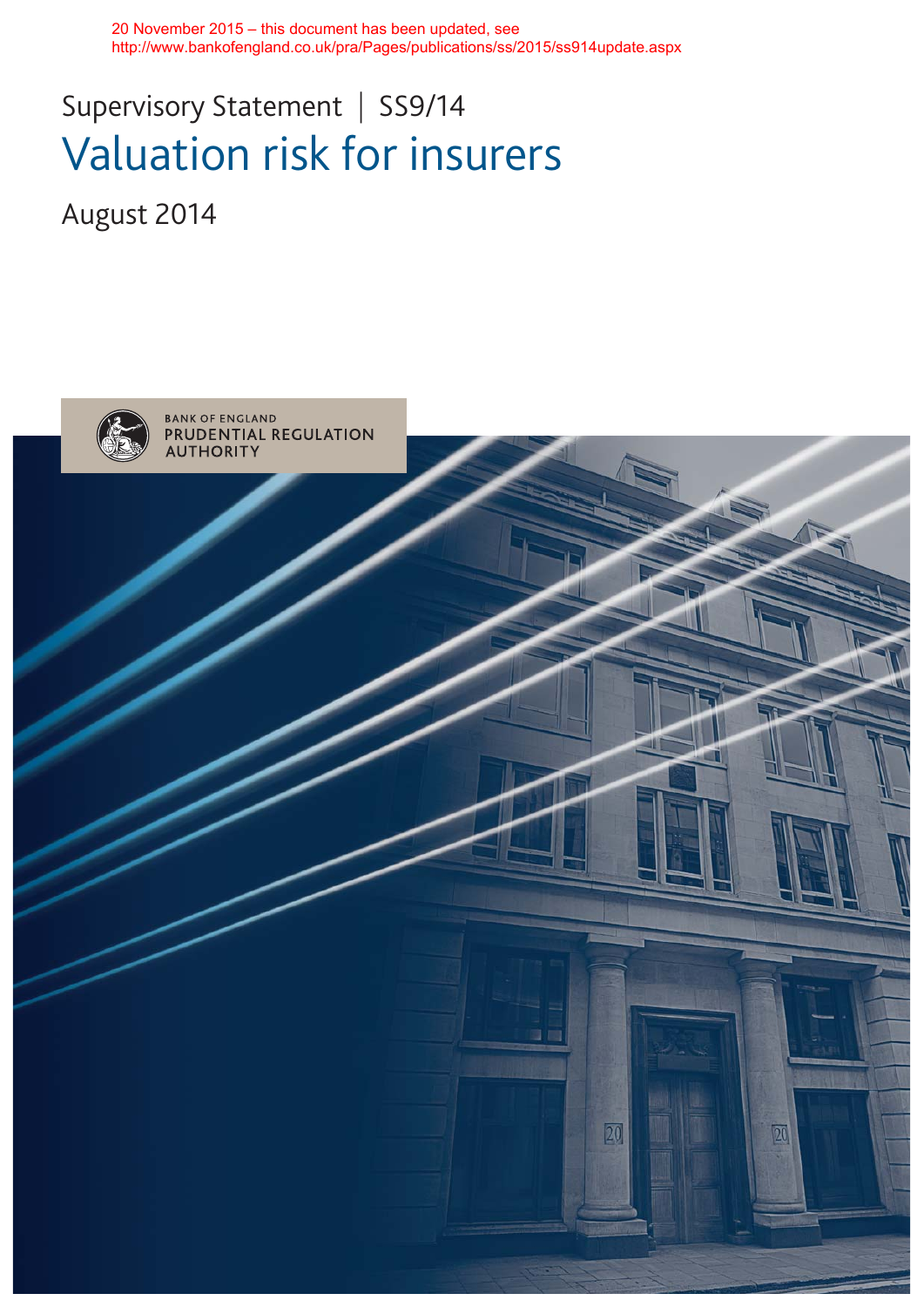20 November 2015 – this document has been updated, see http://www.bankofengland.co.uk/pra/Pages/publications/ss/2015/ss914update.aspx

Supervisory Statement | SS9/14

# Valuation risk for insurers

August 2014

BANK OF ENGLAND
PRUDENTIAL REGULATION AUTHORITY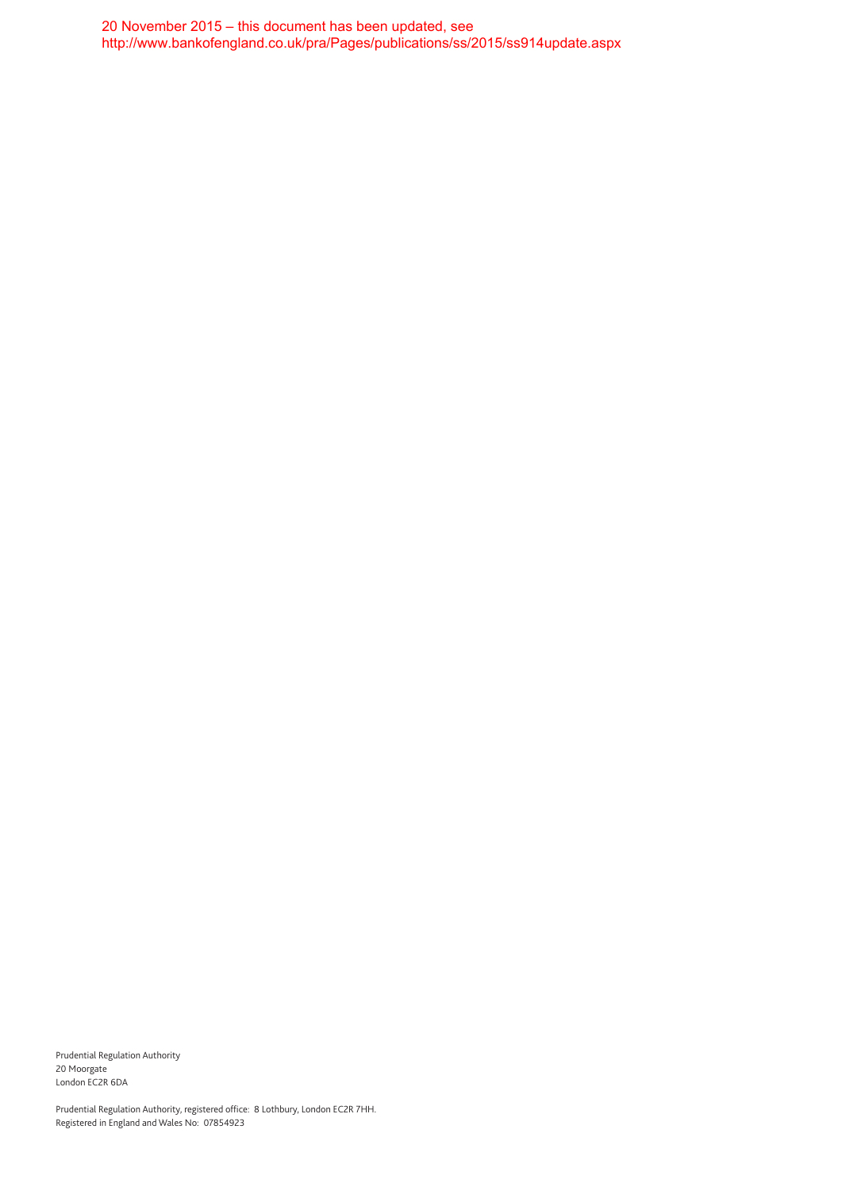20 November 2015 – this document has been updated, see
http://www.bankofengland.co.uk/pra/Pages/publications/ss/2015/ss914update.aspx

Prudential Regulation Authority
20 Moorgate
London EC2R 6DA

Prudential Regulation Authority, registered office: 8 Lothbury, London EC2R 7HH.
Registered in England and Wales No: 07854923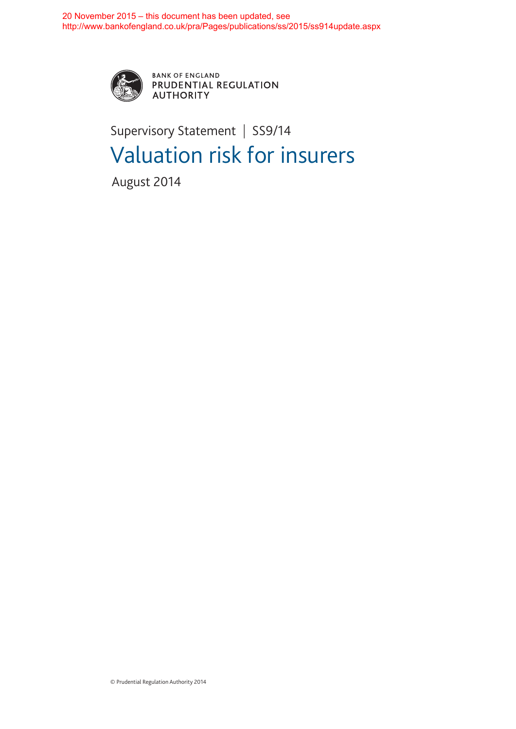20 November 2015 – this document has been updated, see
http://www.bankofengland.co.uk/pra/Pages/publications/ss/2015/ss914update.aspx

BANK OF ENGLAND
PRUDENTIAL REGULATION
AUTHORITY

Supervisory Statement | SS9/14

# Valuation risk for insurers

August 2014

© Prudential Regulation Authority 2014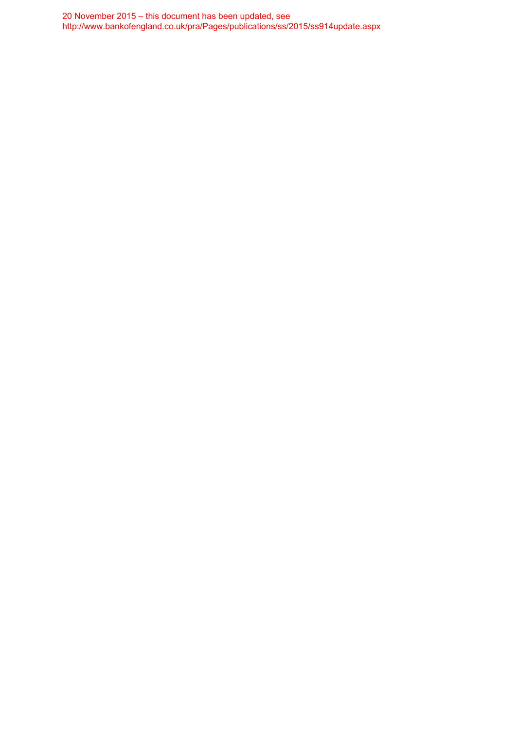20 November 2015 – this document has been updated, see
http://www.bankofengland.co.uk/pra/Pages/publications/ss/2015/ss914update.aspx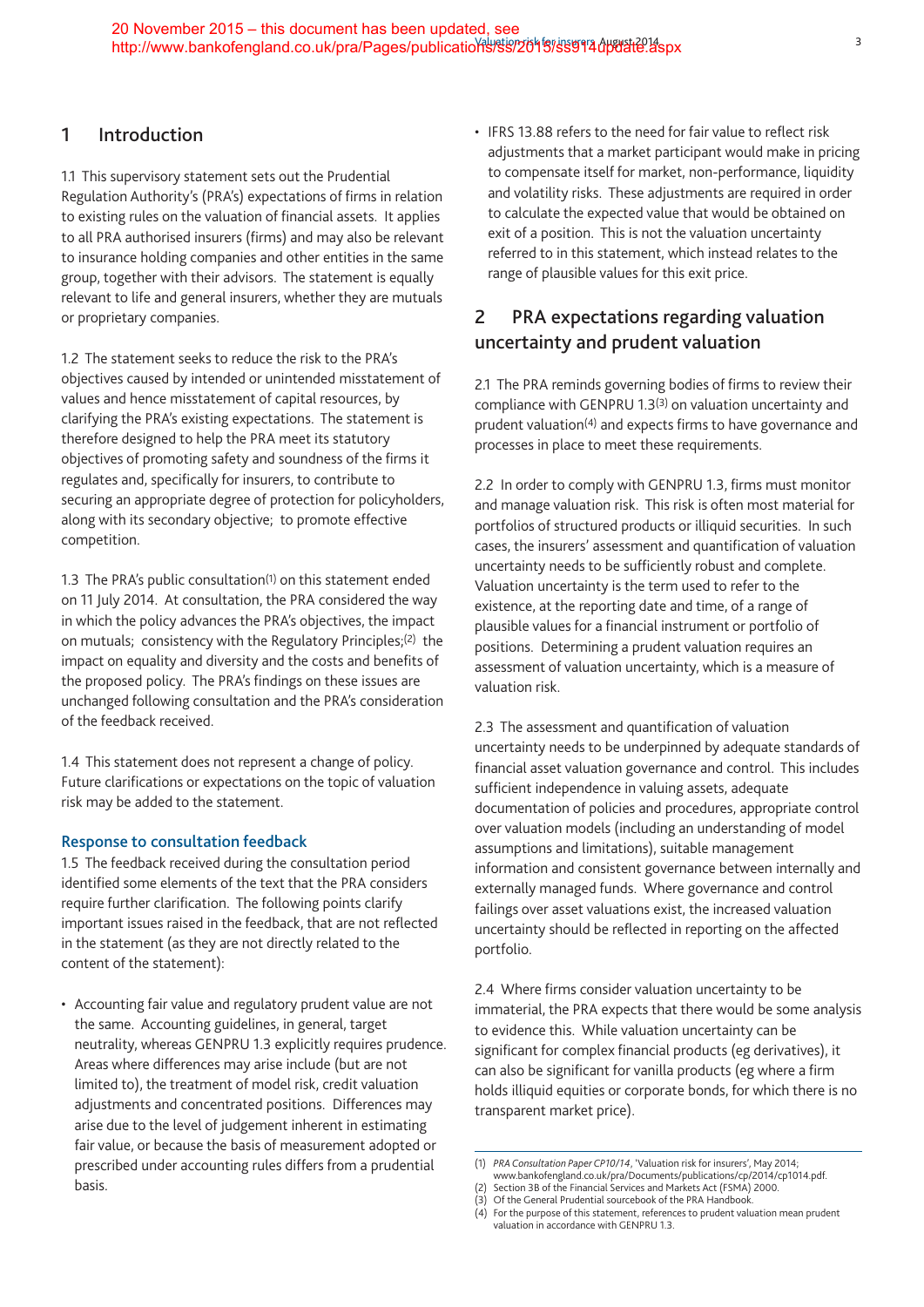20 November 2015 – this document has been updated, see http://www.bankofengland.co.uk/pra/Pages/publications/ss/2015/ss914update.aspx

## 1 Introduction

1.1 This supervisory statement sets out the Prudential Regulation Authority's (PRA's) expectations of firms in relation to existing rules on the valuation of financial assets. It applies to all PRA authorised insurers (firms) and may also be relevant to insurance holding companies and other entities in the same group, together with their advisors. The statement is equally relevant to life and general insurers, whether they are mutuals or proprietary companies.

1.2 The statement seeks to reduce the risk to the PRA's objectives caused by intended or unintended misstatement of values and hence misstatement of capital resources, by clarifying the PRA's existing expectations. The statement is therefore designed to help the PRA meet its statutory objectives of promoting safety and soundness of the firms it regulates and, specifically for insurers, to contribute to securing an appropriate degree of protection for policyholders, along with its secondary objective; to promote effective competition.

1.3 The PRA's public consultation[1] on this statement ended on 11 July 2014. At consultation, the PRA considered the way in which the policy advances the PRA's objectives, the impact on mutuals; consistency with the Regulatory Principles;[2] the impact on equality and diversity and the costs and benefits of the proposed policy. The PRA's findings on these issues are unchanged following consultation and the PRA's consideration of the feedback received.

1.4 This statement does not represent a change of policy. Future clarifications or expectations on the topic of valuation risk may be added to the statement.

### Response to consultation feedback

1.5 The feedback received during the consultation period identified some elements of the text that the PRA considers require further clarification. The following points clarify important issues raised in the feedback, that are not reflected in the statement (as they are not directly related to the content of the statement):

- Accounting fair value and regulatory prudent value are not the same. Accounting guidelines, in general, target neutrality, whereas GENPRU 1.3 explicitly requires prudence. Areas where differences may arise include (but are not limited to), the treatment of model risk, credit valuation adjustments and concentrated positions. Differences may arise due to the level of judgement inherent in estimating fair value, or because the basis of measurement adopted or prescribed under accounting rules differs from a prudential basis.
- IFRS 13.88 refers to the need for fair value to reflect risk adjustments that a market participant would make in pricing to compensate itself for market, non-performance, liquidity and volatility risks. These adjustments are required in order to calculate the expected value that would be obtained on exit of a position. This is not the valuation uncertainty referred to in this statement, which instead relates to the range of plausible values for this exit price.

## 2 PRA expectations regarding valuation uncertainty and prudent valuation

2.1 The PRA reminds governing bodies of firms to review their compliance with GENPRU 1.3[3] on valuation uncertainty and prudent valuation[4] and expects firms to have governance and processes in place to meet these requirements.

2.2 In order to comply with GENPRU 1.3, firms must monitor and manage valuation risk. This risk is often most material for portfolios of structured products or illiquid securities. In such cases, the insurers' assessment and quantification of valuation uncertainty needs to be sufficiently robust and complete. Valuation uncertainty is the term used to refer to the existence, at the reporting date and time, of a range of plausible values for a financial instrument or portfolio of positions. Determining a prudent valuation requires an assessment of valuation uncertainty, which is a measure of valuation risk.

2.3 The assessment and quantification of valuation uncertainty needs to be underpinned by adequate standards of financial asset valuation governance and control. This includes sufficient independence in valuing assets, adequate documentation of policies and procedures, appropriate control over valuation models (including an understanding of model assumptions and limitations), suitable management information and consistent governance between internally and externally managed funds. Where governance and control failings over asset valuations exist, the increased valuation uncertainty should be reflected in reporting on the affected portfolio.

2.4 Where firms consider valuation uncertainty to be immaterial, the PRA expects that there would be some analysis to evidence this. While valuation uncertainty can be significant for complex financial products (eg derivatives), it can also be significant for vanilla products (eg where a firm holds illiquid equities or corporate bonds, for which there is no transparent market price).

(1) *PRA Consultation Paper CP10/14*, 'Valuation risk for insurers', May 2014; www.bankofengland.co.uk/pra/Documents/publications/cp/2014/cp1014.pdf.
(2) Section 3B of the Financial Services and Markets Act (FSMA) 2000.
(3) Of the General Prudential sourcebook of the PRA Handbook.
(4) For the purpose of this statement, references to prudent valuation mean prudent valuation in accordance with GENPRU 1.3.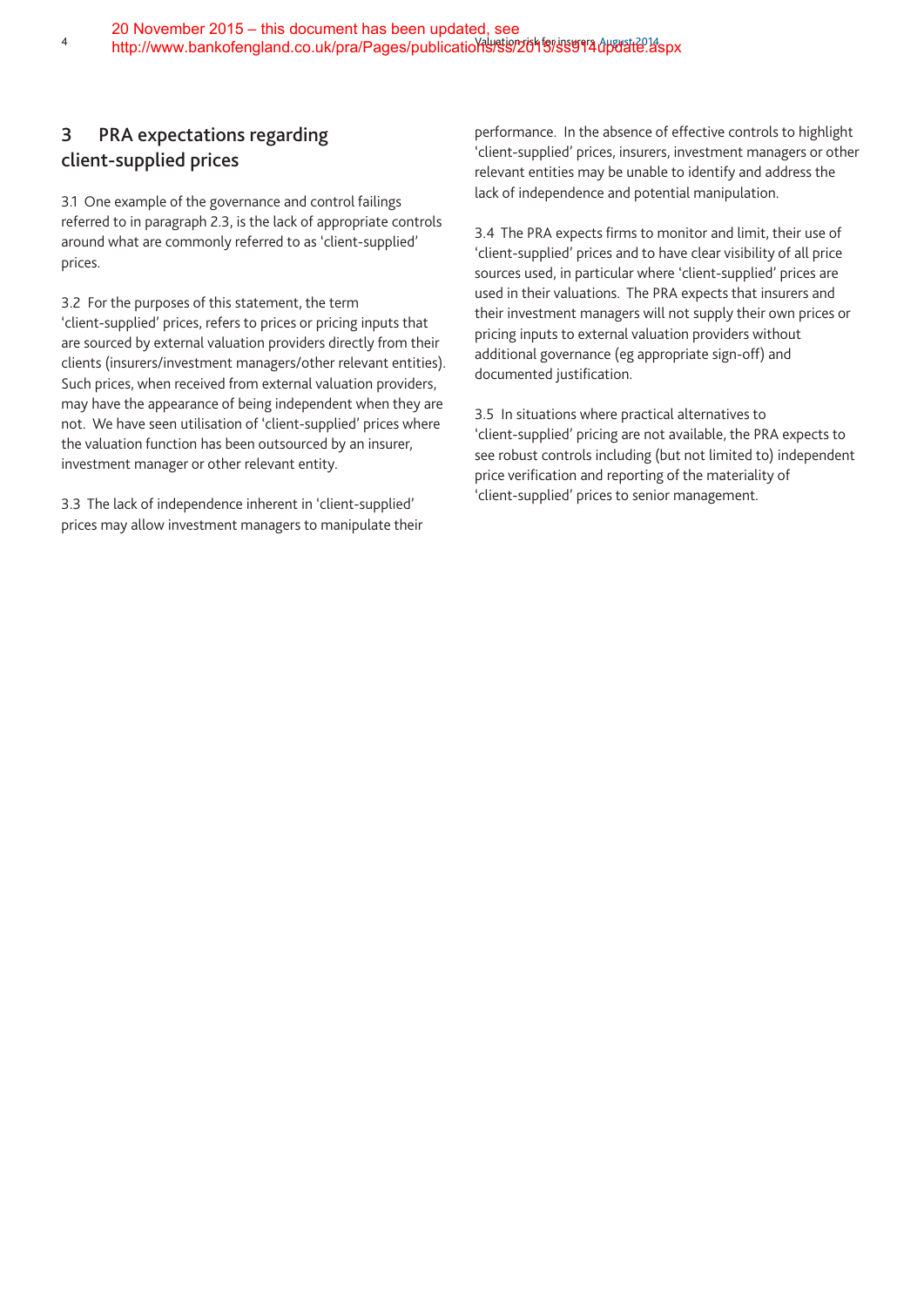20 November 2015 – this document has been updated, see http://www.bankofengland.co.uk/pra/Pages/publications/ss/2015/ss914update.aspx

## 3 PRA expectations regarding client-supplied prices

3.1 One example of the governance and control failings referred to in paragraph 2.3, is the lack of appropriate controls around what are commonly referred to as 'client-supplied' prices.

3.2 For the purposes of this statement, the term 'client-supplied' prices, refers to prices or pricing inputs that are sourced by external valuation providers directly from their clients (insurers/investment managers/other relevant entities). Such prices, when received from external valuation providers, may have the appearance of being independent when they are not. We have seen utilisation of 'client-supplied' prices where the valuation function has been outsourced by an insurer, investment manager or other relevant entity.

3.3 The lack of independence inherent in 'client-supplied' prices may allow investment managers to manipulate their performance. In the absence of effective controls to highlight 'client-supplied' prices, insurers, investment managers or other relevant entities may be unable to identify and address the lack of independence and potential manipulation.

3.4 The PRA expects firms to monitor and limit, their use of 'client-supplied' prices and to have clear visibility of all price sources used, in particular where 'client-supplied' prices are used in their valuations. The PRA expects that insurers and their investment managers will not supply their own prices or pricing inputs to external valuation providers without additional governance (eg appropriate sign-off) and documented justification.

3.5 In situations where practical alternatives to 'client-supplied' pricing are not available, the PRA expects to see robust controls including (but not limited to) independent price verification and reporting of the materiality of 'client-supplied' prices to senior management.